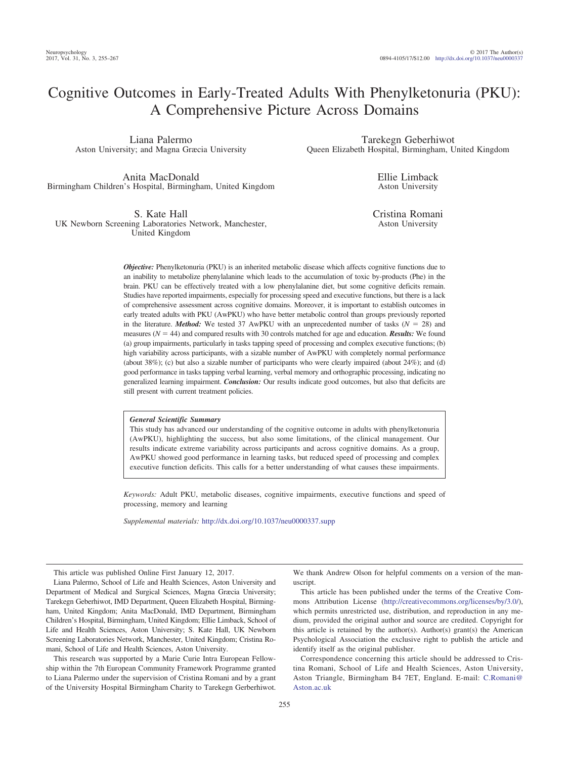# Cognitive Outcomes in Early-Treated Adults With Phenylketonuria (PKU): A Comprehensive Picture Across Domains

Liana Palermo
Aston University; and Magna Græcia University

Tarekegn Geberhiwot
Queen Elizabeth Hospital, Birmingham, United Kingdom

Anita MacDonald
Birmingham Children's Hospital, Birmingham, United Kingdom

Ellie Limback
Aston University

S. Kate Hall
UK Newborn Screening Laboratories Network, Manchester, United Kingdom

Cristina Romani
Aston University

***Objective:*** Phenylketonuria (PKU) is an inherited metabolic disease which affects cognitive functions due to an inability to metabolize phenylalanine which leads to the accumulation of toxic by-products (Phe) in the brain. PKU can be effectively treated with a low phenylalanine diet, but some cognitive deficits remain. Studies have reported impairments, especially for processing speed and executive functions, but there is a lack of comprehensive assessment across cognitive domains. Moreover, it is important to establish outcomes in early treated adults with PKU (AwPKU) who have better metabolic control than groups previously reported in the literature. ***Method:*** We tested 37 AwPKU with an unprecedented number of tasks ($N = 28$) and measures ($N = 44$) and compared results with 30 controls matched for age and education. ***Results:*** We found (a) group impairments, particularly in tasks tapping speed of processing and complex executive functions; (b) high variability across participants, with a sizable number of AwPKU with completely normal performance (about 38%); (c) but also a sizable number of participants who were clearly impaired (about 24%); and (d) good performance in tasks tapping verbal learning, verbal memory and orthographic processing, indicating no generalized learning impairment. ***Conclusion:*** Our results indicate good outcomes, but also that deficits are still present with current treatment policies.

> ***General Scientific Summary***
> This study has advanced our understanding of the cognitive outcome in adults with phenylketonuria (AwPKU), highlighting the success, but also some limitations, of the clinical management. Our results indicate extreme variability across participants and across cognitive domains. As a group, AwPKU showed good performance in learning tasks, but reduced speed of processing and complex executive function deficits. This calls for a better understanding of what causes these impairments.

*Keywords:* Adult PKU, metabolic diseases, cognitive impairments, executive functions and speed of processing, memory and learning

*Supplemental materials:* http://dx.doi.org/10.1037/neu0000337.supp

---

This article was published Online First January 12, 2017.

Liana Palermo, School of Life and Health Sciences, Aston University and Department of Medical and Surgical Sciences, Magna Græcia University; Tarekegn Geberhiwot, IMD Department, Queen Elizabeth Hospital, Birmingham, United Kingdom; Anita MacDonald, IMD Department, Birmingham Children's Hospital, Birmingham, United Kingdom; Ellie Limback, School of Life and Health Sciences, Aston University; S. Kate Hall, UK Newborn Screening Laboratories Network, Manchester, United Kingdom; Cristina Romani, School of Life and Health Sciences, Aston University.

This research was supported by a Marie Curie Intra European Fellowship within the 7th European Community Framework Programme granted to Liana Palermo under the supervision of Cristina Romani and by a grant of the University Hospital Birmingham Charity to Tarekegn Gerberhiwot. We thank Andrew Olson for helpful comments on a version of the manuscript.

This article has been published under the terms of the Creative Commons Attribution License (http://creativecommons.org/licenses/by/3.0/), which permits unrestricted use, distribution, and reproduction in any medium, provided the original author and source are credited. Copyright for this article is retained by the author(s). Author(s) grant(s) the American Psychological Association the exclusive right to publish the article and identify itself as the original publisher.

Correspondence concerning this article should be addressed to Cristina Romani, School of Life and Health Sciences, Aston University, Aston Triangle, Birmingham B4 7ET, England. E-mail: C.Romani@Aston.ac.uk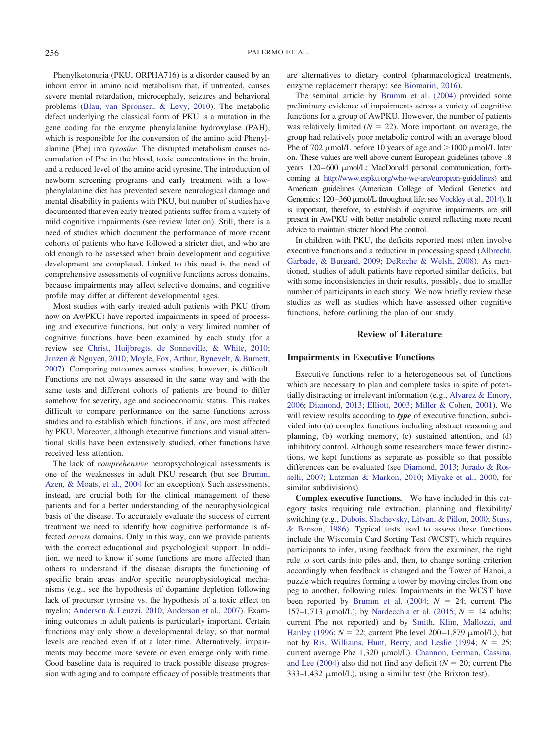Phenylketonuria (PKU, ORPHA716) is a disorder caused by an inborn error in amino acid metabolism that, if untreated, causes severe mental retardation, microcephaly, seizures and behavioral problems (Blau, van Spronsen, & Levy, 2010). The metabolic defect underlying the classical form of PKU is a mutation in the gene coding for the enzyme phenylalanine hydroxylase (PAH), which is responsible for the conversion of the amino acid Phenylalanine (Phe) into *tyrosine*. The disrupted metabolism causes accumulation of Phe in the blood, toxic concentrations in the brain, and a reduced level of the amino acid tyrosine. The introduction of newborn screening programs and early treatment with a low-phenylalanine diet has prevented severe neurological damage and mental disability in patients with PKU, but number of studies have documented that even early treated patients suffer from a variety of mild cognitive impairments (see review later on). Still, there is a need of studies which document the performance of more recent cohorts of patients who have followed a stricter diet, and who are old enough to be assessed when brain development and cognitive development are completed. Linked to this need is the need of comprehensive assessments of cognitive functions across domains, because impairments may affect selective domains, and cognitive profile may differ at different developmental ages.

Most studies with early treated adult patients with PKU (from now on AwPKU) have reported impairments in speed of processing and executive functions, but only a very limited number of cognitive functions have been examined by each study (for a review see Christ, Huijbregts, de Sonneville, & White, 2010; Janzen & Nguyen, 2010; Moyle, Fox, Arthur, Bynevelt, & Burnett, 2007). Comparing outcomes across studies, however, is difficult. Functions are not always assessed in the same way and with the same tests and different cohorts of patients are bound to differ somehow for severity, age and socioeconomic status. This makes difficult to compare performance on the same functions across studies and to establish which functions, if any, are most affected by PKU. Moreover, although executive functions and visual attentional skills have been extensively studied, other functions have received less attention.

The lack of *comprehensive* neuropsychological assessments is one of the weaknesses in adult PKU research (but see Brumm, Azen, & Moats, et al., 2004 for an exception). Such assessments, instead, are crucial both for the clinical management of these patients and for a better understanding of the neurophysiological basis of the disease. To accurately evaluate the success of current treatment we need to identify how cognitive performance is affected *across* domains. Only in this way, can we provide patients with the correct educational and psychological support. In addition, we need to know if some functions are more affected than others to understand if the disease disrupts the functioning of specific brain areas and/or specific neurophysiological mechanisms (e.g., see the hypothesis of dopamine depletion following lack of precursor tyrosine vs. the hypothesis of a toxic effect on myelin; Anderson & Leuzzi, 2010; Anderson et al., 2007). Examining outcomes in adult patients is particularly important. Certain functions may only show a developmental delay, so that normal levels are reached even if at a later time. Alternatively, impairments may become more severe or even emerge only with time. Good baseline data is required to track possible disease progression with aging and to compare efficacy of possible treatments that are alternatives to dietary control (pharmacological treatments, enzyme replacement therapy: see Biomarin, 2016).

The seminal article by Brumm et al. (2004) provided some preliminary evidence of impairments across a variety of cognitive functions for a group of AwPKU. However, the number of patients was relatively limited ($N = 22$). More important, on average, the group had relatively poor metabolic control with an average blood Phe of 702 μmol/L before 10 years of age and >1000 μmol/L later on. These values are well above current European guidelines (above 18 years: 120–600 μmol/L; MacDonald personal communication, forthcoming at http://www.espku.org/who-we-are/european-guidelines) and American guidelines (American College of Medical Genetics and Genomics: 120–360 μmol/L throughout life; see Vockley et al., 2014). It is important, therefore, to establish if cognitive impairments are still present in AwPKU with better metabolic control reflecting more recent advice to maintain stricter blood Phe control.

In children with PKU, the deficits reported most often involve executive functions and a reduction in processing speed (Albrecht, Garbade, & Burgard, 2009; DeRoche & Welsh, 2008). As mentioned, studies of adult patients have reported similar deficits, but with some inconsistencies in their results, possibly, due to smaller number of participants in each study. We now briefly review these studies as well as studies which have assessed other cognitive functions, before outlining the plan of our study.

## Review of Literature

### Impairments in Executive Functions

Executive functions refer to a heterogeneous set of functions which are necessary to plan and complete tasks in spite of potentially distracting or irrelevant information (e.g., Alvarez & Emory, 2006; Diamond, 2013; Elliott, 2003; Miller & Cohen, 2001). We will review results according to ***type*** of executive function, subdivided into (a) complex functions including abstract reasoning and planning, (b) working memory, (c) sustained attention, and (d) inhibitory control. Although some researchers make fewer distinctions, we kept functions as separate as possible so that possible differences can be evaluated (see Diamond, 2013; Jurado & Rosselli, 2007; Latzman & Markon, 2010; Miyake et al., 2000, for similar subdivisions).

**Complex executive functions.** We have included in this category tasks requiring rule extraction, planning and flexibility/switching (e.g., Dubois, Slachevsky, Litvan, & Pillon, 2000; Stuss, & Benson, 1986). Typical tests used to assess these functions include the Wisconsin Card Sorting Test (WCST), which requires participants to infer, using feedback from the examiner, the right rule to sort cards into piles and, then, to change sorting criterion accordingly when feedback is changed and the Tower of Hanoi, a puzzle which requires forming a tower by moving circles from one peg to another, following rules. Impairments in the WCST have been reported by Brumm et al. (2004; $N = 24$; current Phe 157–1,713 μmol/L), by Nardecchia et al. (2015; $N = 14$ adults; current Phe not reported) and by Smith, Klim, Mallozzi, and Hanley (1996; $N = 22$; current Phe level 200–1,879 μmol/L), but not by Ris, Williams, Hunt, Berry, and Leslie (1994; $N = 25$; current average Phe 1,320 μmol/L). Channon, German, Cassina, and Lee (2004) also did not find any deficit ($N = 20$; current Phe 333–1,432 μmol/L), using a similar test (the Brixton test).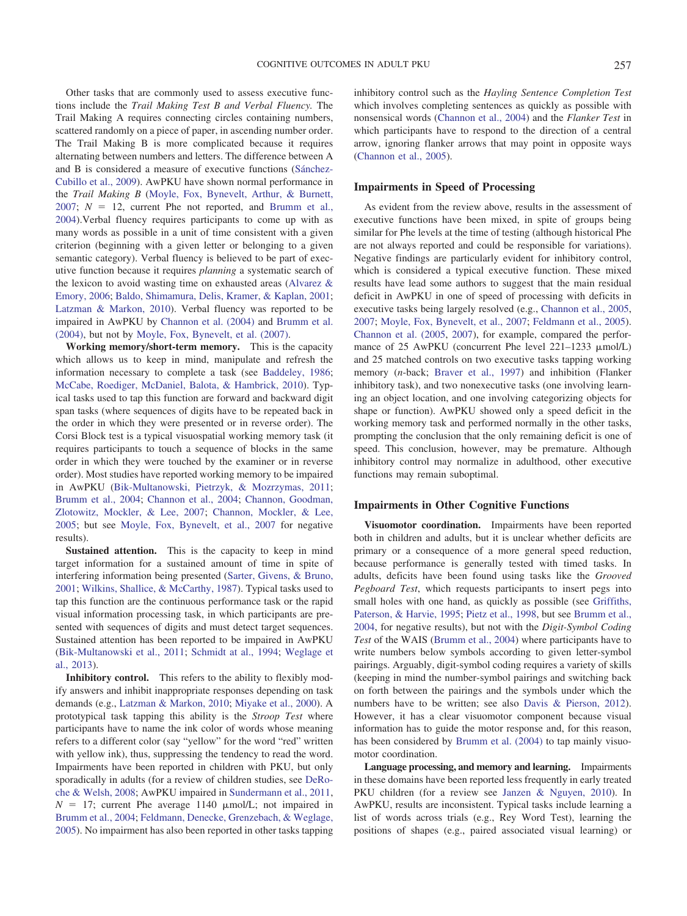Other tasks that are commonly used to assess executive functions include the *Trail Making Test B and Verbal Fluency.* The Trail Making A requires connecting circles containing numbers, scattered randomly on a piece of paper, in ascending number order. The Trail Making B is more complicated because it requires alternating between numbers and letters. The difference between A and B is considered a measure of executive functions (Sánchez-Cubillo et al., 2009). AwPKU have shown normal performance in the *Trail Making B* (Moyle, Fox, Bynevelt, Arthur, & Burnett, 2007; $N$ = 12, current Phe not reported, and Brumm et al., 2004).Verbal fluency requires participants to come up with as many words as possible in a unit of time consistent with a given criterion (beginning with a given letter or belonging to a given semantic category). Verbal fluency is believed to be part of executive function because it requires *planning* a systematic search of the lexicon to avoid wasting time on exhausted areas (Alvarez & Emory, 2006; Baldo, Shimamura, Delis, Kramer, & Kaplan, 2001; Latzman & Markon, 2010). Verbal fluency was reported to be impaired in AwPKU by Channon et al. (2004) and Brumm et al. (2004), but not by Moyle, Fox, Bynevelt, et al. (2007).

**Working memory/short-term memory.** This is the capacity which allows us to keep in mind, manipulate and refresh the information necessary to complete a task (see Baddeley, 1986; McCabe, Roediger, McDaniel, Balota, & Hambrick, 2010). Typical tasks used to tap this function are forward and backward digit span tasks (where sequences of digits have to be repeated back in the order in which they were presented or in reverse order). The Corsi Block test is a typical visuospatial working memory task (it requires participants to touch a sequence of blocks in the same order in which they were touched by the examiner or in reverse order). Most studies have reported working memory to be impaired in AwPKU (Bik-Multanowski, Pietrzyk, & Mozrzymas, 2011; Brumm et al., 2004; Channon et al., 2004; Channon, Goodman, Zlotowitz, Mockler, & Lee, 2007; Channon, Mockler, & Lee, 2005; but see Moyle, Fox, Bynevelt, et al., 2007 for negative results).

**Sustained attention.** This is the capacity to keep in mind target information for a sustained amount of time in spite of interfering information being presented (Sarter, Givens, & Bruno, 2001; Wilkins, Shallice, & McCarthy, 1987). Typical tasks used to tap this function are the continuous performance task or the rapid visual information processing task, in which participants are presented with sequences of digits and must detect target sequences. Sustained attention has been reported to be impaired in AwPKU (Bik-Multanowski et al., 2011; Schmidt at al., 1994; Weglage et al., 2013).

**Inhibitory control.** This refers to the ability to flexibly modify answers and inhibit inappropriate responses depending on task demands (e.g., Latzman & Markon, 2010; Miyake et al., 2000). A prototypical task tapping this ability is the *Stroop Test* where participants have to name the ink color of words whose meaning refers to a different color (say "yellow" for the word "red" written with yellow ink), thus, suppressing the tendency to read the word. Impairments have been reported in children with PKU, but only sporadically in adults (for a review of children studies, see DeRoche & Welsh, 2008; AwPKU impaired in Sundermann et al., 2011, $N$ = 17; current Phe average 1140 μmol/L; not impaired in Brumm et al., 2004; Feldmann, Denecke, Grenzebach, & Weglage, 2005). No impairment has also been reported in other tasks tapping inhibitory control such as the *Hayling Sentence Completion Test* which involves completing sentences as quickly as possible with nonsensical words (Channon et al., 2004) and the *Flanker Test* in which participants have to respond to the direction of a central arrow, ignoring flanker arrows that may point in opposite ways (Channon et al., 2005).

## Impairments in Speed of Processing

As evident from the review above, results in the assessment of executive functions have been mixed, in spite of groups being similar for Phe levels at the time of testing (although historical Phe are not always reported and could be responsible for variations). Negative findings are particularly evident for inhibitory control, which is considered a typical executive function. These mixed results have lead some authors to suggest that the main residual deficit in AwPKU in one of speed of processing with deficits in executive tasks being largely resolved (e.g., Channon et al., 2005, 2007; Moyle, Fox, Bynevelt, et al., 2007; Feldmann et al., 2005). Channon et al. (2005, 2007), for example, compared the performance of 25 AwPKU (concurrent Phe level 221–1233 μmol/L) and 25 matched controls on two executive tasks tapping working memory (*n*-back; Braver et al., 1997) and inhibition (Flanker inhibitory task), and two nonexecutive tasks (one involving learning an object location, and one involving categorizing objects for shape or function). AwPKU showed only a speed deficit in the working memory task and performed normally in the other tasks, prompting the conclusion that the only remaining deficit is one of speed. This conclusion, however, may be premature. Although inhibitory control may normalize in adulthood, other executive functions may remain suboptimal.

## Impairments in Other Cognitive Functions

**Visuomotor coordination.** Impairments have been reported both in children and adults, but it is unclear whether deficits are primary or a consequence of a more general speed reduction, because performance is generally tested with timed tasks. In adults, deficits have been found using tasks like the *Grooved Pegboard Test*, which requests participants to insert pegs into small holes with one hand, as quickly as possible (see Griffiths, Paterson, & Harvie, 1995; Pietz et al., 1998, but see Brumm et al., 2004, for negative results), but not with the *Digit-Symbol Coding Test* of the WAIS (Brumm et al., 2004) where participants have to write numbers below symbols according to given letter-symbol pairings. Arguably, digit-symbol coding requires a variety of skills (keeping in mind the number-symbol pairings and switching back on forth between the pairings and the symbols under which the numbers have to be written; see also Davis & Pierson, 2012). However, it has a clear visuomotor component because visual information has to guide the motor response and, for this reason, has been considered by Brumm et al. (2004) to tap mainly visuomotor coordination.

**Language processing, and memory and learning.** Impairments in these domains have been reported less frequently in early treated PKU children (for a review see Janzen & Nguyen, 2010). In AwPKU, results are inconsistent. Typical tasks include learning a list of words across trials (e.g., Rey Word Test), learning the positions of shapes (e.g., paired associated visual learning) or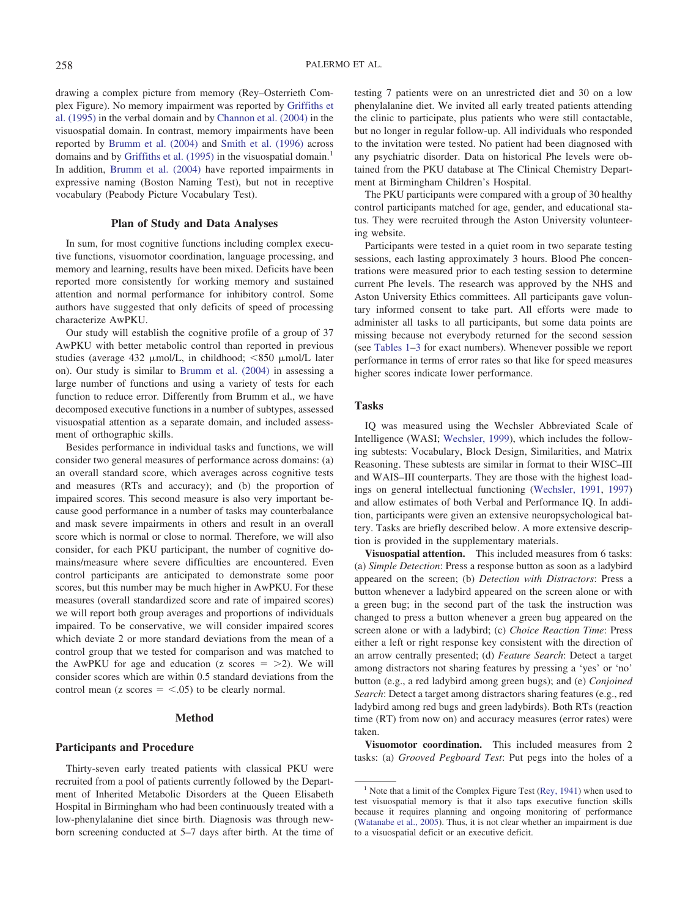drawing a complex picture from memory (Rey–Osterrieth Complex Figure). No memory impairment was reported by Griffiths et al. (1995) in the verbal domain and by Channon et al. (2004) in the visuospatial domain. In contrast, memory impairments have been reported by Brumm et al. (2004) and Smith et al. (1996) across domains and by Griffiths et al. (1995) in the visuospatial domain.[1] In addition, Brumm et al. (2004) have reported impairments in expressive naming (Boston Naming Test), but not in receptive vocabulary (Peabody Picture Vocabulary Test).

### Plan of Study and Data Analyses

In sum, for most cognitive functions including complex executive functions, visuomotor coordination, language processing, and memory and learning, results have been mixed. Deficits have been reported more consistently for working memory and sustained attention and normal performance for inhibitory control. Some authors have suggested that only deficits of speed of processing characterize AwPKU.

Our study will establish the cognitive profile of a group of 37 AwPKU with better metabolic control than reported in previous studies (average 432 μmol/L, in childhood; <850 μmol/L later on). Our study is similar to Brumm et al. (2004) in assessing a large number of functions and using a variety of tests for each function to reduce error. Differently from Brumm et al., we have decomposed executive functions in a number of subtypes, assessed visuospatial attention as a separate domain, and included assessment of orthographic skills.

Besides performance in individual tasks and functions, we will consider two general measures of performance across domains: (a) an overall standard score, which averages across cognitive tests and measures (RTs and accuracy); and (b) the proportion of impaired scores. This second measure is also very important because good performance in a number of tasks may counterbalance and mask severe impairments in others and result in an overall score which is normal or close to normal. Therefore, we will also consider, for each PKU participant, the number of cognitive domains/measure where severe difficulties are encountered. Even control participants are anticipated to demonstrate some poor scores, but this number may be much higher in AwPKU. For these measures (overall standardized score and rate of impaired scores) we will report both group averages and proportions of individuals impaired. To be conservative, we will consider impaired scores which deviate 2 or more standard deviations from the mean of a control group that we tested for comparison and was matched to the AwPKU for age and education (z scores = >2). We will consider scores which are within 0.5 standard deviations from the control mean (z scores = <.05) to be clearly normal.

## Method

### Participants and Procedure

Thirty-seven early treated patients with classical PKU were recruited from a pool of patients currently followed by the Department of Inherited Metabolic Disorders at the Queen Elisabeth Hospital in Birmingham who had been continuously treated with a low-phenylalanine diet since birth. Diagnosis was through newborn screening conducted at 5–7 days after birth. At the time of testing 7 patients were on an unrestricted diet and 30 on a low phenylalanine diet. We invited all early treated patients attending the clinic to participate, plus patients who were still contactable, but no longer in regular follow-up. All individuals who responded to the invitation were tested. No patient had been diagnosed with any psychiatric disorder. Data on historical Phe levels were obtained from the PKU database at The Clinical Chemistry Department at Birmingham Children's Hospital.

The PKU participants were compared with a group of 30 healthy control participants matched for age, gender, and educational status. They were recruited through the Aston University volunteering website.

Participants were tested in a quiet room in two separate testing sessions, each lasting approximately 3 hours. Blood Phe concentrations were measured prior to each testing session to determine current Phe levels. The research was approved by the NHS and Aston University Ethics committees. All participants gave voluntary informed consent to take part. All efforts were made to administer all tasks to all participants, but some data points are missing because not everybody returned for the second session (see Tables 1–3 for exact numbers). Whenever possible we report performance in terms of error rates so that like for speed measures higher scores indicate lower performance.

### Tasks

IQ was measured using the Wechsler Abbreviated Scale of Intelligence (WASI; Wechsler, 1999), which includes the following subtests: Vocabulary, Block Design, Similarities, and Matrix Reasoning. These subtests are similar in format to their WISC–III and WAIS–III counterparts. They are those with the highest loadings on general intellectual functioning (Wechsler, 1991, 1997) and allow estimates of both Verbal and Performance IQ. In addition, participants were given an extensive neuropsychological battery. Tasks are briefly described below. A more extensive description is provided in the supplementary materials.

**Visuospatial attention.** This included measures from 6 tasks: (a) *Simple Detection*: Press a response button as soon as a ladybird appeared on the screen; (b) *Detection with Distractors*: Press a button whenever a ladybird appeared on the screen alone or with a green bug; in the second part of the task the instruction was changed to press a button whenever a green bug appeared on the screen alone or with a ladybird; (c) *Choice Reaction Time*: Press either a left or right response key consistent with the direction of an arrow centrally presented; (d) *Feature Search*: Detect a target among distractors not sharing features by pressing a 'yes' or 'no' button (e.g., a red ladybird among green bugs); and (e) *Conjoined Search*: Detect a target among distractors sharing features (e.g., red ladybird among red bugs and green ladybirds). Both RTs (reaction time (RT) from now on) and accuracy measures (error rates) were taken.

**Visuomotor coordination.** This included measures from 2 tasks: (a) *Grooved Pegboard Test*: Put pegs into the holes of a

[1] Note that a limit of the Complex Figure Test (Rey, 1941) when used to test visuospatial memory is that it also taps executive function skills because it requires planning and ongoing monitoring of performance (Watanabe et al., 2005). Thus, it is not clear whether an impairment is due to a visuospatial deficit or an executive deficit.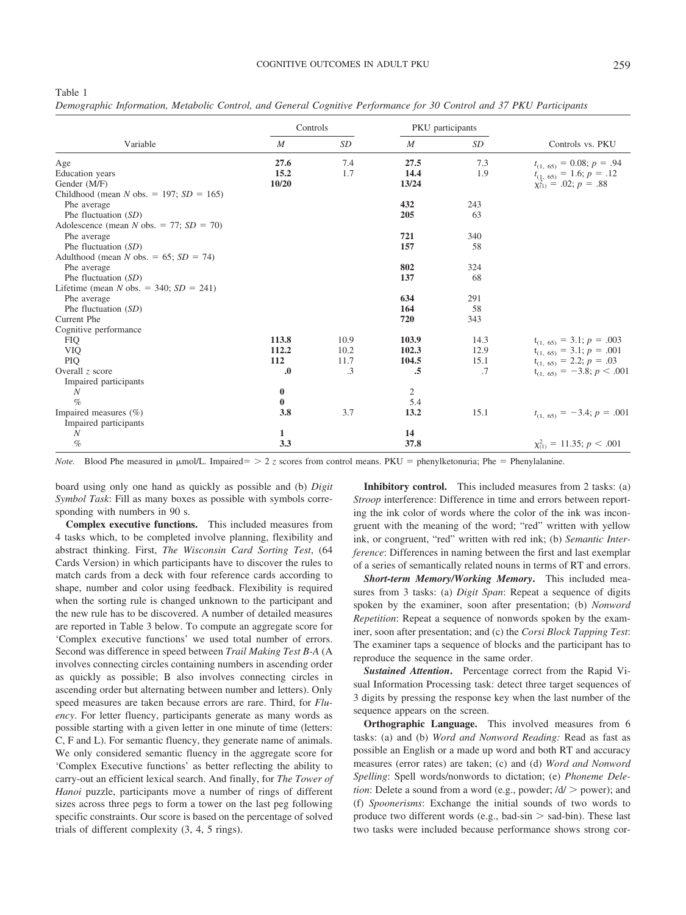Table 1

*Demographic Information, Metabolic Control, and General Cognitive Performance for 30 Control and 37 PKU Participants*

| Variable | Controls *M* | Controls *SD* | PKU participants *M* | PKU participants *SD* | Controls vs. PKU |
|---|---|---|---|---|---|
| Age | **27.6** | 7.4 | **27.5** | 7.3 | $t_{(1,\ 65)} = 0.08$; $p = .94$ |
| Education years | **15.2** | 1.7 | **14.4** | 1.9 | $t_{(1,\ 65)} = 1.6$; $p = .12$ |
| Gender (M/F) | **10/20** | | **13/24** | | $\chi^2_{(1)} = .02$; $p = .88$ |
| Childhood (mean *N* obs. = 197; *SD* = 165) | | | | | |
| Phe average | | | **432** | 243 | |
| Phe fluctuation (*SD*) | | | **205** | 63 | |
| Adolescence (mean *N* obs. = 77; *SD* = 70) | | | | | |
| Phe average | | | **721** | 340 | |
| Phe fluctuation (*SD*) | | | **157** | 58 | |
| Adulthood (mean *N* obs. = 65; *SD* = 74) | | | | | |
| Phe average | | | **802** | 324 | |
| Phe fluctuation (*SD*) | | | **137** | 68 | |
| Lifetime (mean *N* obs. = 340; *SD* = 241) | | | | | |
| Phe average | | | **634** | 291 | |
| Phe fluctuation (*SD*) | | | **164** | 58 | |
| Current Phe | | | **720** | 343 | |
| Cognitive performance | | | | | |
| FIQ | **113.8** | 10.9 | **103.9** | 14.3 | $t_{(1,\ 65)} = 3.1$; $p = .003$ |
| VIQ | **112.2** | 10.2 | **102.3** | 12.9 | $t_{(1,\ 65)} = 3.1$; $p = .001$ |
| PIQ | **112** | 11.7 | **104.5** | 15.1 | $t_{(1,\ 65)} = 2.2$; $p = .03$ |
| Overall *z* score | **.0** | .3 | **.5** | .7 | $t_{(1,\ 65)} = -3.8$; $p < .001$ |
| Impaired participants | | | | | |
| *N* | **0** | | 2 | | |
| % | **0** | | 5.4 | | |
| Impaired measures (%) | **3.8** | 3.7 | **13.2** | 15.1 | $t_{(1,\ 65)} = -3.4$; $p = .001$ |
| Impaired participants | | | | | |
| *N* | **1** | | **14** | | |
| % | **3.3** | | **37.8** | | $\chi^2_{(1)} = 11.35$; $p < .001$ |

*Note.* Blood Phe measured in μmol/L. Impaired = > 2 *z* scores from control means. PKU = phenylketonuria; Phe = Phenylalanine.

board using only one hand as quickly as possible and (b) *Digit Symbol Task*: Fill as many boxes as possible with symbols corresponding with numbers in 90 s.

**Complex executive functions.** This included measures from 4 tasks which, to be completed involve planning, flexibility and abstract thinking. First, *The Wisconsin Card Sorting Test*, (64 Cards Version) in which participants have to discover the rules to match cards from a deck with four reference cards according to shape, number and color using feedback. Flexibility is required when the sorting rule is changed unknown to the participant and the new rule has to be discovered. A number of detailed measures are reported in Table 3 below. To compute an aggregate score for 'Complex executive functions' we used total number of errors. Second was difference in speed between *Trail Making Test B-A* (A involves connecting circles containing numbers in ascending order as quickly as possible; B also involves connecting circles in ascending order but alternating between number and letters). Only speed measures are taken because errors are rare. Third, for *Fluency*. For letter fluency, participants generate as many words as possible starting with a given letter in one minute of time (letters: C, F and L). For semantic fluency, they generate name of animals. We only considered semantic fluency in the aggregate score for 'Complex Executive functions' as better reflecting the ability to carry-out an efficient lexical search. And finally, for *The Tower of Hanoi* puzzle, participants move a number of rings of different sizes across three pegs to form a tower on the last peg following specific constraints. Our score is based on the percentage of solved trials of different complexity (3, 4, 5 rings).

**Inhibitory control.** This included measures from 2 tasks: (a) *Stroop* interference: Difference in time and errors between reporting the ink color of words where the color of the ink was incongruent with the meaning of the word; "red" written with yellow ink, or congruent, "red" written with red ink; (b) *Semantic Interference*: Differences in naming between the first and last exemplar of a series of semantically related nouns in terms of RT and errors.

***Short-term Memory/Working Memory*.** This included measures from 3 tasks: (a) *Digit Span*: Repeat a sequence of digits spoken by the examiner, soon after presentation; (b) *Nonword Repetition*: Repeat a sequence of nonwords spoken by the examiner, soon after presentation; and (c) the *Corsi Block Tapping Test*: The examiner taps a sequence of blocks and the participant has to reproduce the sequence in the same order.

***Sustained Attention*.** Percentage correct from the Rapid Visual Information Processing task: detect three target sequences of 3 digits by pressing the response key when the last number of the sequence appears on the screen.

**Orthographic Language.** This involved measures from 6 tasks: (a) and (b) *Word and Nonword Reading:* Read as fast as possible an English or a made up word and both RT and accuracy measures (error rates) are taken; (c) and (d) *Word and Nonword Spelling*: Spell words/nonwords to dictation; (e) *Phoneme Deletion*: Delete a sound from a word (e.g., powder; /d/ > power); and (f) *Spoonerisms*: Exchange the initial sounds of two words to produce two different words (e.g., bad-sin > sad-bin). These last two tasks were included because performance shows strong cor-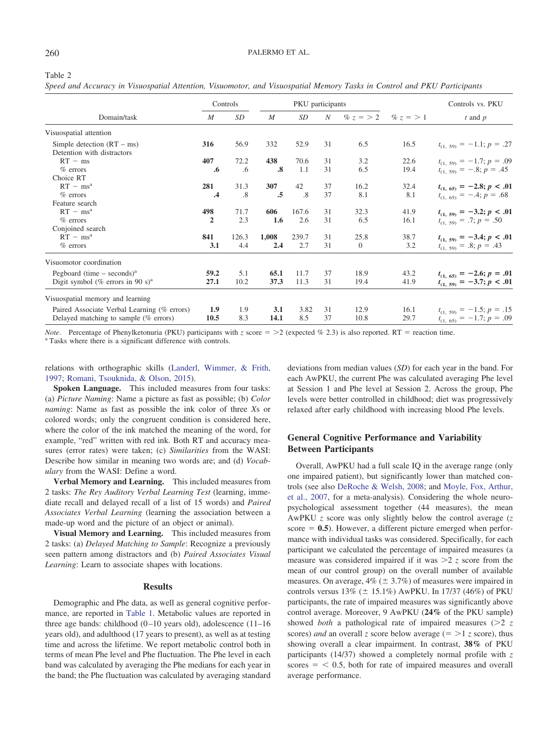Table 2

*Speed and Accuracy in Visuospatial Attention, Visuomotor, and Visuospatial Memory Tasks in Control and PKU Participants*

| Domain/task | Controls | | PKU participants | | | | | Controls vs. PKU |
|---|---|---|---|---|---|---|---|---|
| | *M* | *SD* | *M* | *SD* | *N* | % *z* = >2 | % *z* = >1 | *t* and *p* |
| Visuospatial attention | | | | | | | | |
| Simple detection (RT – ms) | **316** | 56.9 | 332 | 52.9 | 31 | 6.5 | 16.5 | $t_{(1,\ 59)} = -1.1$; $p = .27$ |
| Detention with distractors | | | | | | | | |
| RT – ms | **407** | 72.2 | **438** | 70.6 | 31 | 3.2 | 22.6 | $t_{(1,\ 59)} = -1.7$; $p = .09$ |
| % errors | **.6** | .6 | **.8** | 1.1 | 31 | 6.5 | 19.4 | $t_{(1,\ 59)} = -.8$; $p = .45$ |
| Choice RT | | | | | | | | |
| RT – ms[a] | **281** | 31.3 | **307** | 42 | 37 | 16.2 | 32.4 | $\mathbf{t_{(1,\ 65)} = -2.8; p < .01}$ |
| % errors | **.4** | .8 | **.5** | .8 | 37 | 8.1 | 8.1 | $t_{(1,\ 65)} = -.4$; $p = .68$ |
| Feature search | | | | | | | | |
| RT – ms[a] | **498** | 71.7 | **606** | 167.6 | 31 | 32.3 | 41.9 | $\mathbf{t_{(1,\ 59)} = -3.2; p < .01}$ |
| % errors | **2** | 2.3 | **1.6** | 2.6 | 31 | 6.5 | 16.1 | $t_{(1,\ 59)} = .7$; $p = .50$ |
| Conjoined search | | | | | | | | |
| RT – ms[a] | **841** | 126.3 | **1,008** | 239.7 | 31 | 25.8 | 38.7 | $\mathbf{t_{(1,\ 59)} = -3.4; p < .01}$ |
| % errors | **3.1** | 4.4 | **2.4** | 2.7 | 31 | 0 | 3.2 | $t_{(1,\ 59)} = .8$; $p = .43$ |
| Visuomotor coordination | | | | | | | | |
| Pegboard (time – seconds)[a] | **59.2** | 5.1 | **65.1** | 11.7 | 37 | 18.9 | 43.2 | $\mathbf{t_{(1,\ 65)} = -2.6; p = .01}$ |
| Digit symbol (% errors in 90 s)[a] | **27.1** | 10.2 | **37.3** | 11.3 | 31 | 19.4 | 41.9 | $\mathbf{t_{(1,\ 59)} = -3.7; p < .01}$ |
| Visuospatial memory and learning | | | | | | | | |
| Paired Associate Verbal Learning (% errors) | **1.9** | 1.9 | **3.1** | 3.82 | 31 | 12.9 | 16.1 | $t_{(1,\ 59)} = -1.5$; $p = .15$ |
| Delayed matching to sample (% errors) | **10.5** | 8.3 | **14.1** | 8.5 | 37 | 10.8 | 29.7 | $t_{(1,\ 65)} = -1.7$; $p = .09$ |

*Note*. Percentage of Phenylketonuria (PKU) participants with *z* score = >2 (expected % 2.3) is also reported. RT = reaction time.
[a] Tasks where there is a significant difference with controls.

relations with orthographic skills (Landerl, Wimmer, & Frith, 1997; Romani, Tsouknida, & Olson, 2015).

**Spoken Language.** This included measures from four tasks: (a) *Picture Naming*: Name a picture as fast as possible; (b) *Color naming*: Name as fast as possible the ink color of three *X*s or colored words; only the congruent condition is considered here, where the color of the ink matched the meaning of the word, for example, "red" written with red ink. Both RT and accuracy measures (error rates) were taken; (c) *Similarities* from the WASI: Describe how similar in meaning two words are; and (d) *Vocabulary* from the WASI: Define a word.

**Verbal Memory and Learning.** This included measures from 2 tasks: *The Rey Auditory Verbal Learning Test* (learning, immediate recall and delayed recall of a list of 15 words) and *Paired Associates Verbal Learning* (learning the association between a made-up word and the picture of an object or animal).

**Visual Memory and Learning.** This included measures from 2 tasks: (a) *Delayed Matching to Sample*: Recognize a previously seen pattern among distractors and (b) *Paired Associates Visual Learning*: Learn to associate shapes with locations.

## Results

Demographic and Phe data, as well as general cognitive performance, are reported in Table 1. Metabolic values are reported in three age bands: childhood (0–10 years old), adolescence (11–16 years old), and adulthood (17 years to present), as well as at testing time and across the lifetime. We report metabolic control both in terms of mean Phe level and Phe fluctuation. The Phe level in each band was calculated by averaging the Phe medians for each year in the band; the Phe fluctuation was calculated by averaging standard deviations from median values (*SD*) for each year in the band. For each AwPKU, the current Phe was calculated averaging Phe level at Session 1 and Phe level at Session 2. Across the group, Phe levels were better controlled in childhood; diet was progressively relaxed after early childhood with increasing blood Phe levels.

### General Cognitive Performance and Variability Between Participants

Overall, AwPKU had a full scale IQ in the average range (only one impaired patient), but significantly lower than matched controls (see also DeRoche & Welsh, 2008; and Moyle, Fox, Arthur, et al., 2007, for a meta-analysis). Considering the whole neuropsychological assessment together (44 measures), the mean AwPKU *z* score was only slightly below the control average (*z* score = **0.5**). However, a different picture emerged when performance with individual tasks was considered. Specifically, for each participant we calculated the percentage of impaired measures (a measure was considered impaired if it was >2 *z* score from the mean of our control group) on the overall number of available measures. On average, 4% (± 3.7%) of measures were impaired in controls versus 13% (± 15.1%) AwPKU. In 17/37 (46%) of PKU participants, the rate of impaired measures was significantly above control average. Moreover, 9 AwPKU (**24%** of the PKU sample) showed *both* a pathological rate of impaired measures (>2 *z* scores) *and* an overall *z* score below average (= >1 *z* score), thus showing overall a clear impairment. In contrast, **38%** of PKU participants (14/37) showed a completely normal profile with *z* scores = < 0.5, both for rate of impaired measures and overall average performance.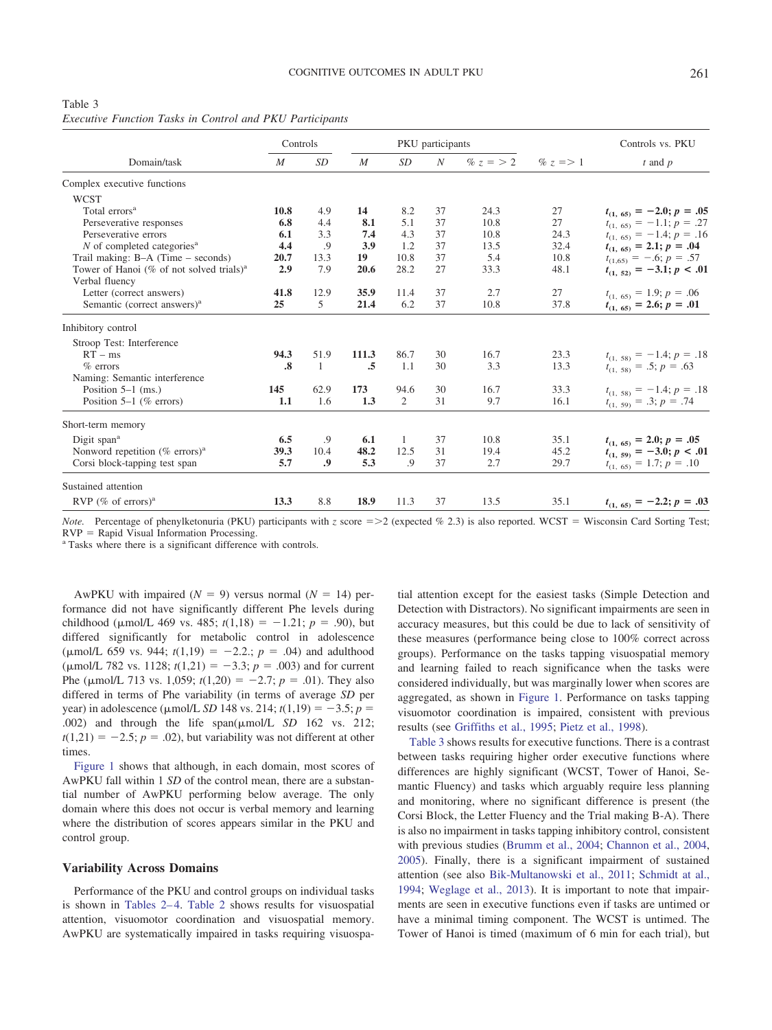Table 3
*Executive Function Tasks in Control and PKU Participants*

| Domain/task | Controls | | PKU participants | | | | | Controls vs. PKU |
|---|---|---|---|---|---|---|---|---|
| | *M* | *SD* | *M* | *SD* | *N* | % *z* = > 2 | % *z* => 1 | *t* and *p* |
| Complex executive functions | | | | | | | | |
| WCST | | | | | | | | |
| Total errors[a] | **10.8** | 4.9 | **14** | 8.2 | 37 | 24.3 | 27 | $\mathbf{t_{(1,\ 65)} = -2.0; p = .05}$ |
| Perseverative responses | **6.8** | 4.4 | **8.1** | 5.1 | 37 | 10.8 | 27 | $t_{(1,\ 65)} = -1.1; p = .27$ |
| Perseverative errors | **6.1** | 3.3 | **7.4** | 4.3 | 37 | 10.8 | 24.3 | $t_{(1,\ 65)} = -1.4; p = .16$ |
| *N* of completed categories[a] | **4.4** | .9 | **3.9** | 1.2 | 37 | 13.5 | 32.4 | $\mathbf{t_{(1,\ 65)} = 2.1; p = .04}$ |
| Trail making: B–A (Time – seconds) | **20.7** | 13.3 | **19** | 10.8 | 37 | 5.4 | 10.8 | $t_{(1,65)} = -.6; p = .57$ |
| Tower of Hanoi (% of not solved trials)[a] | **2.9** | 7.9 | **20.6** | 28.2 | 27 | 33.3 | 48.1 | $\mathbf{t_{(1,\ 52)} = -3.1; p < .01}$ |
| Verbal fluency | | | | | | | | |
| Letter (correct answers) | **41.8** | 12.9 | **35.9** | 11.4 | 37 | 2.7 | 27 | $t_{(1,\ 65)} = 1.9; p = .06$ |
| Semantic (correct answers)[a] | **25** | 5 | **21.4** | 6.2 | 37 | 10.8 | 37.8 | $\mathbf{t_{(1,\ 65)} = 2.6; p = .01}$ |
| Inhibitory control | | | | | | | | |
| Stroop Test: Interference | | | | | | | | |
| RT – ms | **94.3** | 51.9 | **111.3** | 86.7 | 30 | 16.7 | 23.3 | $t_{(1,\ 58)} = -1.4; p = .18$ |
| % errors | **.8** | 1 | **.5** | 1.1 | 30 | 3.3 | 13.3 | $t_{(1,\ 58)} = .5; p = .63$ |
| Naming: Semantic interference | | | | | | | | |
| Position 5–1 (ms.) | **145** | 62.9 | **173** | 94.6 | 30 | 16.7 | 33.3 | $t_{(1,\ 58)} = -1.4; p = .18$ |
| Position 5–1 (% errors) | **1.1** | 1.6 | **1.3** | 2 | 31 | 9.7 | 16.1 | $t_{(1,\ 59)} = .3; p = .74$ |
| Short-term memory | | | | | | | | |
| Digit span[a] | **6.5** | .9 | **6.1** | 1 | 37 | 10.8 | 35.1 | $\mathbf{t_{(1,\ 65)} = 2.0; p = .05}$ |
| Nonword repetition (% errors)[a] | **39.3** | 10.4 | **48.2** | 12.5 | 31 | 19.4 | 45.2 | $\mathbf{t_{(1,\ 59)} = -3.0; p < .01}$ |
| Corsi block-tapping test span | **5.7** | **.9** | **5.3** | .9 | 37 | 2.7 | 29.7 | $t_{(1,\ 65)} = 1.7; p = .10$ |
| Sustained attention | | | | | | | | |
| RVP (% of errors)[a] | **13.3** | 8.8 | **18.9** | 11.3 | 37 | 13.5 | 35.1 | $\mathbf{t_{(1,\ 65)} = -2.2; p = .03}$ |

*Note.* Percentage of phenylketonuria (PKU) participants with *z* score =>2 (expected % 2.3) is also reported. WCST = Wisconsin Card Sorting Test; RVP = Rapid Visual Information Processing.
[a] Tasks where there is a significant difference with controls.

AwPKU with impaired ($N = 9$) versus normal ($N = 14$) performance did not have significantly different Phe levels during childhood (μmol/L 469 vs. 485; $t(1,18) = -1.21$; $p = .90$), but differed significantly for metabolic control in adolescence (μmol/L 659 vs. 944; $t(1,19) = -2.2$.; $p = .04$) and adulthood (μmol/L 782 vs. 1128; $t(1,21) = -3.3$; $p = .003$) and for current Phe (μmol/L 713 vs. 1,059; $t(1,20) = -2.7$; $p = .01$). They also differed in terms of Phe variability (in terms of average *SD* per year) in adolescence (μmol/L *SD* 148 vs. 214; $t(1,19) = -3.5$; $p = .002$) and through the life span(μmol/L *SD* 162 vs. 212; $t(1,21) = -2.5$; $p = .02$), but variability was not different at other times.

Figure 1 shows that although, in each domain, most scores of AwPKU fall within 1 *SD* of the control mean, there are a substantial number of AwPKU performing below average. The only domain where this does not occur is verbal memory and learning where the distribution of scores appears similar in the PKU and control group.

## Variability Across Domains

Performance of the PKU and control groups on individual tasks is shown in Tables 2–4. Table 2 shows results for visuospatial attention, visuomotor coordination and visuospatial memory. AwPKU are systematically impaired in tasks requiring visuospatial attention except for the easiest tasks (Simple Detection and Detection with Distractors). No significant impairments are seen in accuracy measures, but this could be due to lack of sensitivity of these measures (performance being close to 100% correct across groups). Performance on the tasks tapping visuospatial memory and learning failed to reach significance when the tasks were considered individually, but was marginally lower when scores are aggregated, as shown in Figure 1. Performance on tasks tapping visuomotor coordination is impaired, consistent with previous results (see Griffiths et al., 1995; Pietz et al., 1998).

Table 3 shows results for executive functions. There is a contrast between tasks requiring higher order executive functions where differences are highly significant (WCST, Tower of Hanoi, Semantic Fluency) and tasks which arguably require less planning and monitoring, where no significant difference is present (the Corsi Block, the Letter Fluency and the Trial making B-A). There is also no impairment in tasks tapping inhibitory control, consistent with previous studies (Brumm et al., 2004; Channon et al., 2004, 2005). Finally, there is a significant impairment of sustained attention (see also Bik-Multanowski et al., 2011; Schmidt et al., 1994; Weglage et al., 2013). It is important to note that impairments are seen in executive functions even if tasks are untimed or have a minimal timing component. The WCST is untimed. The Tower of Hanoi is timed (maximum of 6 min for each trial), but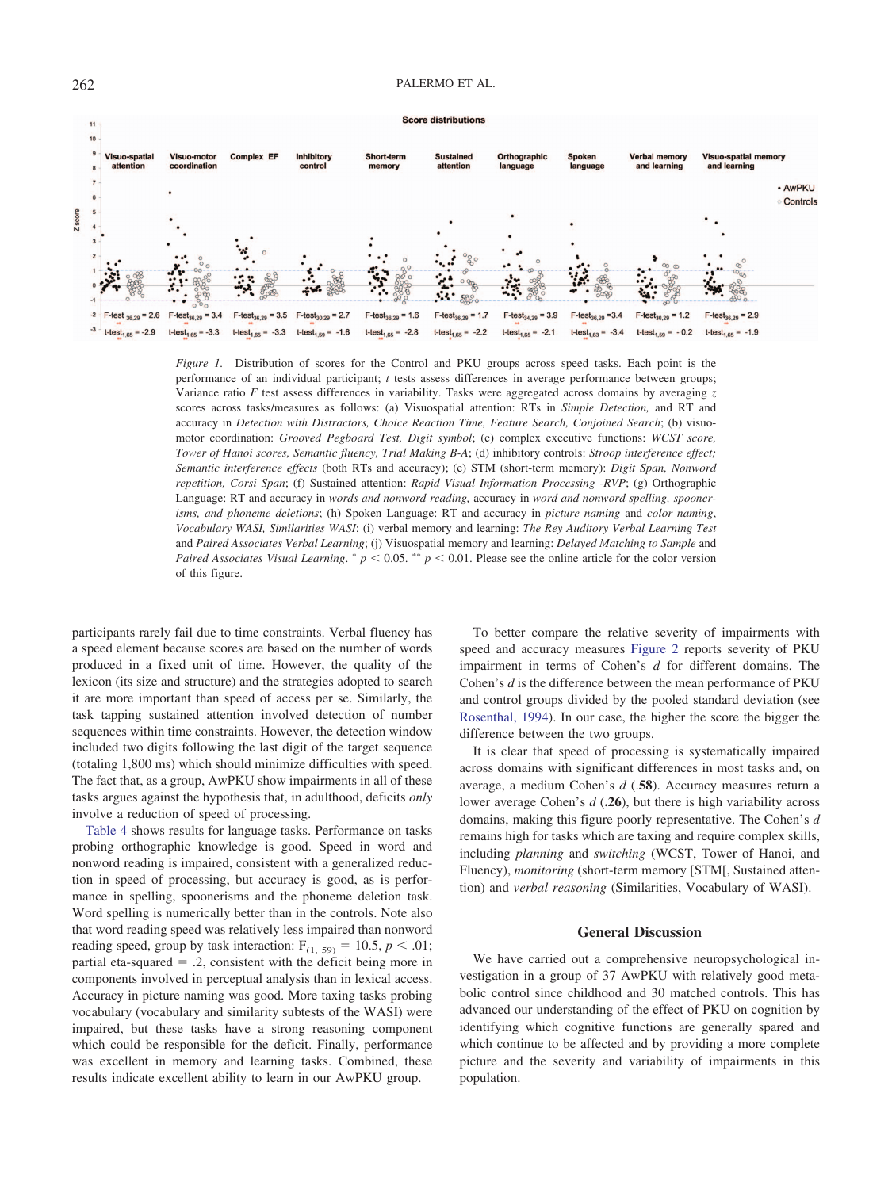*Figure 1.* Distribution of scores for the Control and PKU groups across speed tasks. Each point is the performance of an individual participant; *t* tests assess differences in average performance between groups; Variance ratio *F* test assess differences in variability. Tasks were aggregated across domains by averaging *z* scores across tasks/measures as follows: (a) Visuospatial attention: RTs in *Simple Detection,* and RT and accuracy in *Detection with Distractors, Choice Reaction Time, Feature Search, Conjoined Search*; (b) visuomotor coordination: *Grooved Pegboard Test, Digit symbol*; (c) complex executive functions: *WCST score, Tower of Hanoi scores, Semantic fluency, Trial Making B-A*; (d) inhibitory controls: *Stroop interference effect; Semantic interference effects* (both RTs and accuracy); (e) STM (short-term memory): *Digit Span, Nonword repetition, Corsi Span*; (f) Sustained attention: *Rapid Visual Information Processing -RVP*; (g) Orthographic Language: RT and accuracy in *words and nonword reading,* accuracy in *word and nonword spelling, spoonerisms, and phoneme deletions*; (h) Spoken Language: RT and accuracy in *picture naming* and *color naming*, *Vocabulary WASI, Similarities WASI*; (i) verbal memory and learning: *The Rey Auditory Verbal Learning Test* and *Paired Associates Verbal Learning*; (j) Visuospatial memory and learning: *Delayed Matching to Sample* and *Paired Associates Visual Learning*. * $p < 0.05$. ** $p < 0.01$. Please see the online article for the color version of this figure.

participants rarely fail due to time constraints. Verbal fluency has a speed element because scores are based on the number of words produced in a fixed unit of time. However, the quality of the lexicon (its size and structure) and the strategies adopted to search it are more important than speed of access per se. Similarly, the task tapping sustained attention involved detection of number sequences within time constraints. However, the detection window included two digits following the last digit of the target sequence (totaling 1,800 ms) which should minimize difficulties with speed. The fact that, as a group, AwPKU show impairments in all of these tasks argues against the hypothesis that, in adulthood, deficits *only* involve a reduction of speed of processing.

Table 4 shows results for language tasks. Performance on tasks probing orthographic knowledge is good. Speed in word and nonword reading is impaired, consistent with a generalized reduction in speed of processing, but accuracy is good, as is performance in spelling, spoonerisms and the phoneme deletion task. Word spelling is numerically better than in the controls. Note also that word reading speed was relatively less impaired than nonword reading speed, group by task interaction: $F_{(1,\ 59)} = 10.5$, $p < .01$; partial eta-squared = .2, consistent with the deficit being more in components involved in perceptual analysis than in lexical access. Accuracy in picture naming was good. More taxing tasks probing vocabulary (vocabulary and similarity subtests of the WASI) were impaired, but these tasks have a strong reasoning component which could be responsible for the deficit. Finally, performance was excellent in memory and learning tasks. Combined, these results indicate excellent ability to learn in our AwPKU group.

To better compare the relative severity of impairments with speed and accuracy measures Figure 2 reports severity of PKU impairment in terms of Cohen's *d* for different domains. The Cohen's *d* is the difference between the mean performance of PKU and control groups divided by the pooled standard deviation (see Rosenthal, 1994). In our case, the higher the score the bigger the difference between the two groups.

It is clear that speed of processing is systematically impaired across domains with significant differences in most tasks and, on average, a medium Cohen's *d* (**.58**). Accuracy measures return a lower average Cohen's *d* (**.26**), but there is high variability across domains, making this figure poorly representative. The Cohen's *d* remains high for tasks which are taxing and require complex skills, including *planning* and *switching* (WCST, Tower of Hanoi, and Fluency), *monitoring* (short-term memory [STM[, Sustained attention) and *verbal reasoning* (Similarities, Vocabulary of WASI).

## General Discussion

We have carried out a comprehensive neuropsychological investigation in a group of 37 AwPKU with relatively good metabolic control since childhood and 30 matched controls. This has advanced our understanding of the effect of PKU on cognition by identifying which cognitive functions are generally spared and which continue to be affected and by providing a more complete picture and the severity and variability of impairments in this population.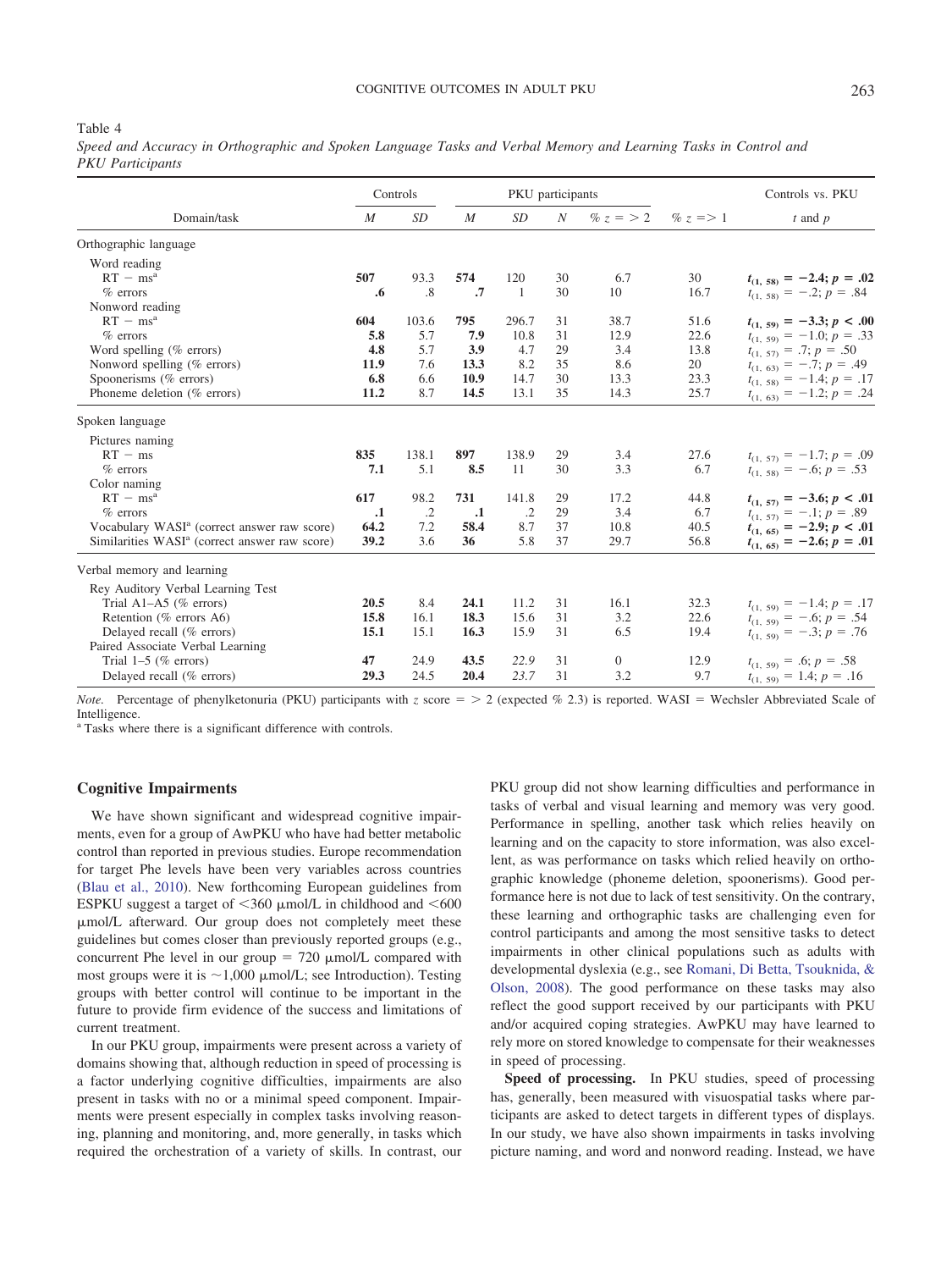Table 4

*Speed and Accuracy in Orthographic and Spoken Language Tasks and Verbal Memory and Learning Tasks in Control and PKU Participants*

| Domain/task | Controls | | PKU participants | | | | | Controls vs. PKU |
|---|---|---|---|---|---|---|---|---|
| | *M* | *SD* | *M* | *SD* | *N* | % $z = > 2$ | % $z => 1$ | *t* and *p* |
| Orthographic language | | | | | | | | |
| Word reading | | | | | | | | |
| RT − ms[a] | **507** | 93.3 | **574** | 120 | 30 | 6.7 | 30 | $t_{(1,\,58)} = -2.4; p = .02$ |
| % errors | **.6** | .8 | **.7** | 1 | 30 | 10 | 16.7 | $t_{(1,\,58)} = -.2; p = .84$ |
| Nonword reading | | | | | | | | |
| RT − ms[a] | **604** | 103.6 | **795** | 296.7 | 31 | 38.7 | 51.6 | $t_{(1,\,59)} = -3.3; p < .00$ |
| % errors | **5.8** | 5.7 | **7.9** | 10.8 | 31 | 12.9 | 22.6 | $t_{(1,\,59)} = -1.0; p = .33$ |
| Word spelling (% errors) | **4.8** | 5.7 | **3.9** | 4.7 | 29 | 3.4 | 13.8 | $t_{(1,\,57)} = .7; p = .50$ |
| Nonword spelling (% errors) | **11.9** | 7.6 | **13.3** | 8.2 | 35 | 8.6 | 20 | $t_{(1,\,63)} = -.7; p = .49$ |
| Spoonerisms (% errors) | **6.8** | 6.6 | **10.9** | 14.7 | 30 | 13.3 | 23.3 | $t_{(1,\,58)} = -1.4; p = .17$ |
| Phoneme deletion (% errors) | **11.2** | 8.7 | **14.5** | 13.1 | 35 | 14.3 | 25.7 | $t_{(1,\,63)} = -1.2; p = .24$ |
| Spoken language | | | | | | | | |
| Pictures naming | | | | | | | | |
| RT − ms | **835** | 138.1 | **897** | 138.9 | 29 | 3.4 | 27.6 | $t_{(1,\,57)} = -1.7; p = .09$ |
| % errors | **7.1** | 5.1 | **8.5** | 11 | 30 | 3.3 | 6.7 | $t_{(1,\,58)} = -.6; p = .53$ |
| Color naming | | | | | | | | |
| RT − ms[a] | **617** | 98.2 | **731** | 141.8 | 29 | 17.2 | 44.8 | $t_{(1,\,57)} = -3.6; p < .01$ |
| % errors | **.1** | .2 | **.1** | .2 | 29 | 3.4 | 6.7 | $t_{(1,\,57)} = -.1; p = .89$ |
| Vocabulary WASI[a] (correct answer raw score) | **64.2** | 7.2 | **58.4** | 8.7 | 37 | 10.8 | 40.5 | $t_{(1,\,65)} = -2.9; p < .01$ |
| Similarities WASI[a] (correct answer raw score) | **39.2** | 3.6 | **36** | 5.8 | 37 | 29.7 | 56.8 | $t_{(1,\,65)} = -2.6; p = .01$ |
| Verbal memory and learning | | | | | | | | |
| Rey Auditory Verbal Learning Test | | | | | | | | |
| Trial A1–A5 (% errors) | **20.5** | 8.4 | **24.1** | 11.2 | 31 | 16.1 | 32.3 | $t_{(1,\,59)} = -1.4; p = .17$ |
| Retention (% errors A6) | **15.8** | 16.1 | **18.3** | 15.6 | 31 | 3.2 | 22.6 | $t_{(1,\,59)} = -.6; p = .54$ |
| Delayed recall (% errors) | **15.1** | 15.1 | **16.3** | 15.9 | 31 | 6.5 | 19.4 | $t_{(1,\,59)} = -.3; p = .76$ |
| Paired Associate Verbal Learning | | | | | | | | |
| Trial 1–5 (% errors) | **47** | 24.9 | **43.5** | 22.9 | 31 | 0 | 12.9 | $t_{(1,\,59)} = .6; p = .58$ |
| Delayed recall (% errors) | **29.3** | 24.5 | **20.4** | 23.7 | 31 | 3.2 | 9.7 | $t_{(1,\,59)} = 1.4; p = .16$ |

*Note.* Percentage of phenylketonuria (PKU) participants with $z$ score $= > 2$ (expected % 2.3) is reported. WASI = Wechsler Abbreviated Scale of Intelligence.
[a] Tasks where there is a significant difference with controls.

## Cognitive Impairments

We have shown significant and widespread cognitive impairments, even for a group of AwPKU who have had better metabolic control than reported in previous studies. Europe recommendation for target Phe levels have been very variables across countries (Blau et al., 2010). New forthcoming European guidelines from ESPKU suggest a target of <360 μmol/L in childhood and <600 μmol/L afterward. Our group does not completely meet these guidelines but comes closer than previously reported groups (e.g., concurrent Phe level in our group = 720 μmol/L compared with most groups were it is ~1,000 μmol/L; see Introduction). Testing groups with better control will continue to be important in the future to provide firm evidence of the success and limitations of current treatment.

In our PKU group, impairments were present across a variety of domains showing that, although reduction in speed of processing is a factor underlying cognitive difficulties, impairments are also present in tasks with no or a minimal speed component. Impairments were present especially in complex tasks involving reasoning, planning and monitoring, and, more generally, in tasks which required the orchestration of a variety of skills. In contrast, our PKU group did not show learning difficulties and performance in tasks of verbal and visual learning and memory was very good. Performance in spelling, another task which relies heavily on learning and on the capacity to store information, was also excellent, as was performance on tasks which relied heavily on orthographic knowledge (phoneme deletion, spoonerisms). Good performance here is not due to lack of test sensitivity. On the contrary, these learning and orthographic tasks are challenging even for control participants and among the most sensitive tasks to detect impairments in other clinical populations such as adults with developmental dyslexia (e.g., see Romani, Di Betta, Tsouknida, & Olson, 2008). The good performance on these tasks may also reflect the good support received by our participants with PKU and/or acquired coping strategies. AwPKU may have learned to rely more on stored knowledge to compensate for their weaknesses in speed of processing.

**Speed of processing.** In PKU studies, speed of processing has, generally, been measured with visuospatial tasks where participants are asked to detect targets in different types of displays. In our study, we have also shown impairments in tasks involving picture naming, and word and nonword reading. Instead, we have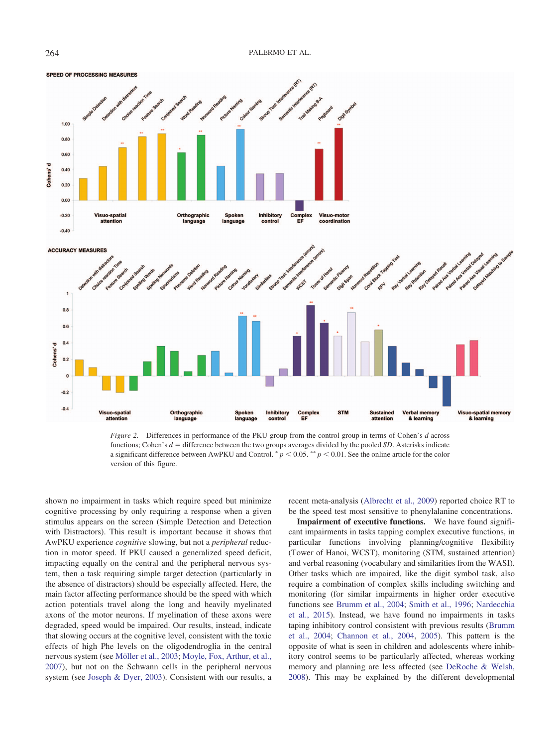*Figure 2.* Differences in performance of the PKU group from the control group in terms of Cohen's $d$ across functions; Cohen's $d$ = difference between the two groups averages divided by the pooled $SD$. Asterisks indicate a significant difference between AwPKU and Control. $^{*}$ $p < 0.05$. $^{**}$ $p < 0.01$. See the online article for the color version of this figure.

shown no impairment in tasks which require speed but minimize cognitive processing by only requiring a response when a given stimulus appears on the screen (Simple Detection and Detection with Distractors). This result is important because it shows that AwPKU experience *cognitive* slowing, but not a *peripheral* reduction in motor speed. If PKU caused a generalized speed deficit, impacting equally on the central and the peripheral nervous system, then a task requiring simple target detection (particularly in the absence of distractors) should be especially affected. Here, the main factor affecting performance should be the speed with which action potentials travel along the long and heavily myelinated axons of the motor neurons. If myelination of these axons were degraded, speed would be impaired. Our results, instead, indicate that slowing occurs at the cognitive level, consistent with the toxic effects of high Phe levels on the oligodendroglia in the central nervous system (see Möller et al., 2003; Moyle, Fox, Arthur, et al., 2007), but not on the Schwann cells in the peripheral nervous system (see Joseph & Dyer, 2003). Consistent with our results, a recent meta-analysis (Albrecht et al., 2009) reported choice RT to be the speed test most sensitive to phenylalanine concentrations.

**Impairment of executive functions.** We have found significant impairments in tasks tapping complex executive functions, in particular functions involving planning/cognitive flexibility (Tower of Hanoi, WCST), monitoring (STM, sustained attention) and verbal reasoning (vocabulary and similarities from the WASI). Other tasks which are impaired, like the digit symbol task, also require a combination of complex skills including switching and monitoring (for similar impairments in higher order executive functions see Brumm et al., 2004; Smith et al., 1996; Nardecchia et al., 2015). Instead, we have found no impairments in tasks taping inhibitory control consistent with previous results (Brumm et al., 2004; Channon et al., 2004, 2005). This pattern is the opposite of what is seen in children and adolescents where inhibitory control seems to be particularly affected, whereas working memory and planning are less affected (see DeRoche & Welsh, 2008). This may be explained by the different developmental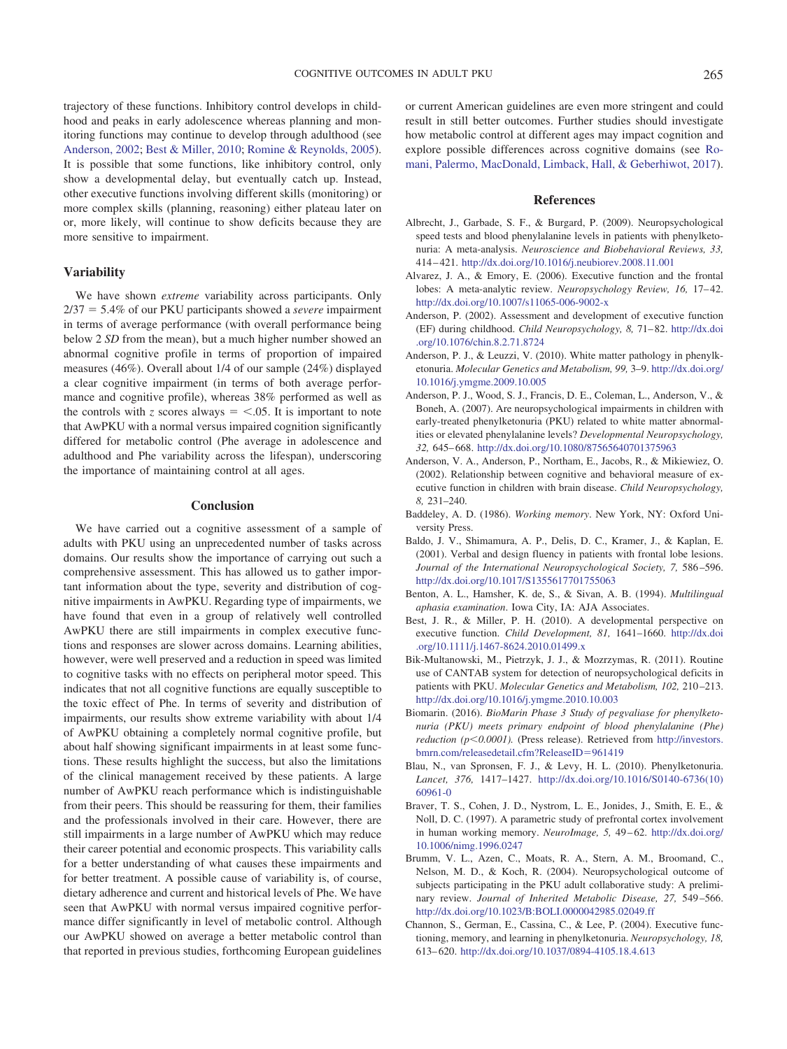trajectory of these functions. Inhibitory control develops in childhood and peaks in early adolescence whereas planning and monitoring functions may continue to develop through adulthood (see Anderson, 2002; Best & Miller, 2010; Romine & Reynolds, 2005). It is possible that some functions, like inhibitory control, only show a developmental delay, but eventually catch up. Instead, other executive functions involving different skills (monitoring) or more complex skills (planning, reasoning) either plateau later on or, more likely, will continue to show deficits because they are more sensitive to impairment.

## Variability

We have shown *extreme* variability across participants. Only $2/37 = 5.4\%$ of our PKU participants showed a *severe* impairment in terms of average performance (with overall performance being below 2 *SD* from the mean), but a much higher number showed an abnormal cognitive profile in terms of proportion of impaired measures (46%). Overall about 1/4 of our sample (24%) displayed a clear cognitive impairment (in terms of both average performance and cognitive profile), whereas 38% performed as well as the controls with $z$ scores always $= <.05$. It is important to note that AwPKU with a normal versus impaired cognition significantly differed for metabolic control (Phe average in adolescence and adulthood and Phe variability across the lifespan), underscoring the importance of maintaining control at all ages.

## Conclusion

We have carried out a cognitive assessment of a sample of adults with PKU using an unprecedented number of tasks across domains. Our results show the importance of carrying out such a comprehensive assessment. This has allowed us to gather important information about the type, severity and distribution of cognitive impairments in AwPKU. Regarding type of impairments, we have found that even in a group of relatively well controlled AwPKU there are still impairments in complex executive functions and responses are slower across domains. Learning abilities, however, were well preserved and a reduction in speed was limited to cognitive tasks with no effects on peripheral motor speed. This indicates that not all cognitive functions are equally susceptible to the toxic effect of Phe. In terms of severity and distribution of impairments, our results show extreme variability with about 1/4 of AwPKU obtaining a completely normal cognitive profile, but about half showing significant impairments in at least some functions. These results highlight the success, but also the limitations of the clinical management received by these patients. A large number of AwPKU reach performance which is indistinguishable from their peers. This should be reassuring for them, their families and the professionals involved in their care. However, there are still impairments in a large number of AwPKU which may reduce their career potential and economic prospects. This variability calls for a better understanding of what causes these impairments and for better treatment. A possible cause of variability is, of course, dietary adherence and current and historical levels of Phe. We have seen that AwPKU with normal versus impaired cognitive performance differ significantly in level of metabolic control. Although our AwPKU showed on average a better metabolic control than that reported in previous studies, forthcoming European guidelines or current American guidelines are even more stringent and could result in still better outcomes. Further studies should investigate how metabolic control at different ages may impact cognition and explore possible differences across cognitive domains (see Romani, Palermo, MacDonald, Limback, Hall, & Geberhiwot, 2017).

## References

Albrecht, J., Garbade, S. F., & Burgard, P. (2009). Neuropsychological speed tests and blood phenylalanine levels in patients with phenylketonuria: A meta-analysis. *Neuroscience and Biobehavioral Reviews, 33,* 414–421. http://dx.doi.org/10.1016/j.neubiorev.2008.11.001

Alvarez, J. A., & Emory, E. (2006). Executive function and the frontal lobes: A meta-analytic review. *Neuropsychology Review, 16,* 17–42. http://dx.doi.org/10.1007/s11065-006-9002-x

Anderson, P. (2002). Assessment and development of executive function (EF) during childhood. *Child Neuropsychology, 8,* 71–82. http://dx.doi.org/10.1076/chin.8.2.71.8724

Anderson, P. J., & Leuzzi, V. (2010). White matter pathology in phenylketonuria. *Molecular Genetics and Metabolism, 99,* 3–9. http://dx.doi.org/10.1016/j.ymgme.2009.10.005

Anderson, P. J., Wood, S. J., Francis, D. E., Coleman, L., Anderson, V., & Boneh, A. (2007). Are neuropsychological impairments in children with early-treated phenylketonuria (PKU) related to white matter abnormalities or elevated phenylalanine levels? *Developmental Neuropsychology, 32,* 645–668. http://dx.doi.org/10.1080/87565640701375963

Anderson, V. A., Anderson, P., Northam, E., Jacobs, R., & Mikiewiez, O. (2002). Relationship between cognitive and behavioral measure of executive function in children with brain disease. *Child Neuropsychology, 8,* 231–240.

Baddeley, A. D. (1986). *Working memory*. New York, NY: Oxford University Press.

Baldo, J. V., Shimamura, A. P., Delis, D. C., Kramer, J., & Kaplan, E. (2001). Verbal and design fluency in patients with frontal lobe lesions. *Journal of the International Neuropsychological Society, 7,* 586–596. http://dx.doi.org/10.1017/S1355617701755063

Benton, A. L., Hamsher, K. de, S., & Sivan, A. B. (1994). *Multilingual aphasia examination*. Iowa City, IA: AJA Associates.

Best, J. R., & Miller, P. H. (2010). A developmental perspective on executive function. *Child Development, 81,* 1641–1660. http://dx.doi.org/10.1111/j.1467-8624.2010.01499.x

Bik-Multanowski, M., Pietrzyk, J. J., & Mozrzymas, R. (2011). Routine use of CANTAB system for detection of neuropsychological deficits in patients with PKU. *Molecular Genetics and Metabolism, 102,* 210–213. http://dx.doi.org/10.1016/j.ymgme.2010.10.003

Biomarin. (2016). *BioMarin Phase 3 Study of pegvaliase for phenylketonuria (PKU) meets primary endpoint of blood phenylalanine (Phe) reduction (p<0.0001).* (Press release). Retrieved from http://investors.bmrn.com/releasedetail.cfm?ReleaseID=961419

Blau, N., van Spronsen, F. J., & Levy, H. L. (2010). Phenylketonuria. *Lancet, 376,* 1417–1427. http://dx.doi.org/10.1016/S0140-6736(10)60961-0

Braver, T. S., Cohen, J. D., Nystrom, L. E., Jonides, J., Smith, E. E., & Noll, D. C. (1997). A parametric study of prefrontal cortex involvement in human working memory. *NeuroImage, 5,* 49–62. http://dx.doi.org/10.1006/nimg.1996.0247

Brumm, V. L., Azen, C., Moats, R. A., Stern, A. M., Broomand, C., Nelson, M. D., & Koch, R. (2004). Neuropsychological outcome of subjects participating in the PKU adult collaborative study: A preliminary review. *Journal of Inherited Metabolic Disease, 27,* 549–566. http://dx.doi.org/10.1023/B:BOLI.0000042985.02049.ff

Channon, S., German, E., Cassina, C., & Lee, P. (2004). Executive functioning, memory, and learning in phenylketonuria. *Neuropsychology, 18,* 613–620. http://dx.doi.org/10.1037/0894-4105.18.4.613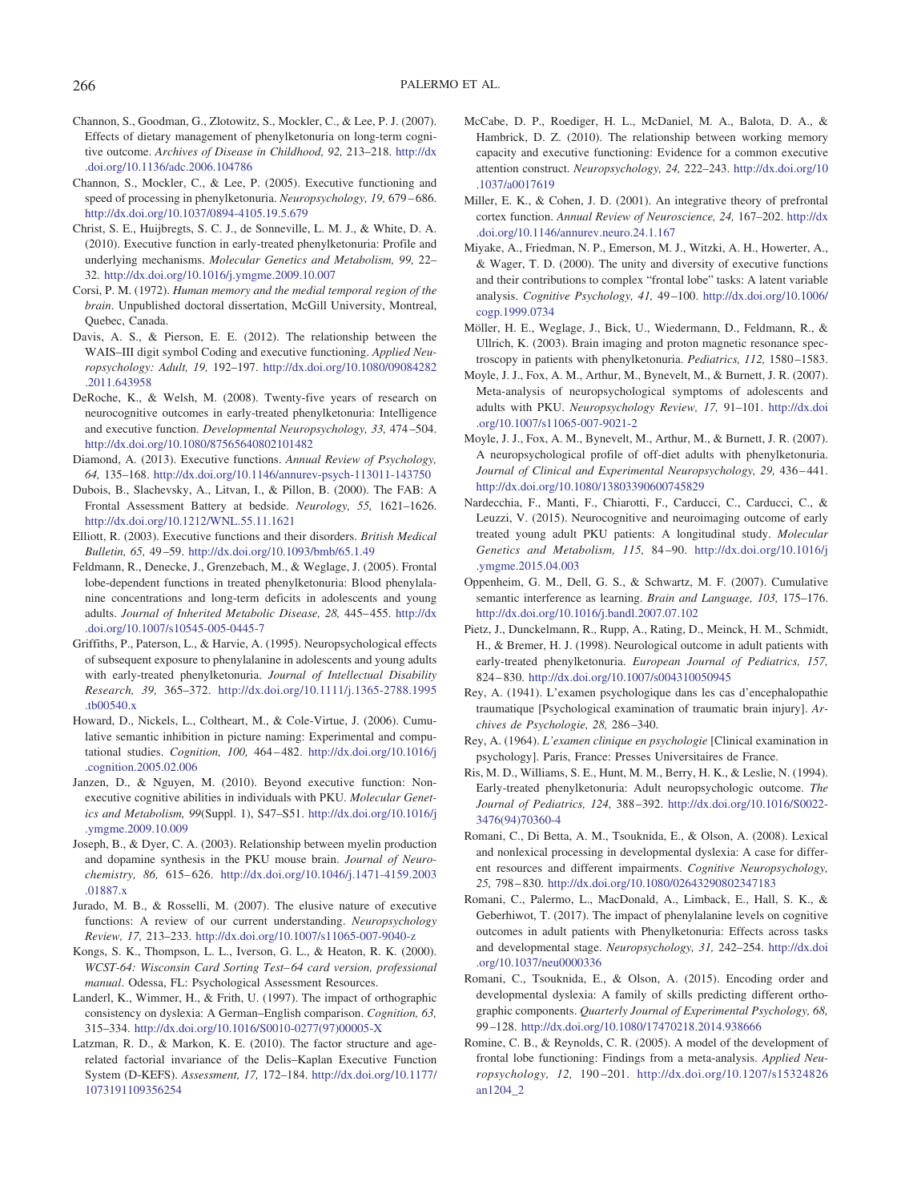Channon, S., Goodman, G., Zlotowitz, S., Mockler, C., & Lee, P. J. (2007). Effects of dietary management of phenylketonuria on long-term cognitive outcome. *Archives of Disease in Childhood, 92,* 213–218. http://dx.doi.org/10.1136/adc.2006.104786

Channon, S., Mockler, C., & Lee, P. (2005). Executive functioning and speed of processing in phenylketonuria. *Neuropsychology, 19,* 679–686. http://dx.doi.org/10.1037/0894-4105.19.5.679

Christ, S. E., Huijbregts, S. C. J., de Sonneville, L. M. J., & White, D. A. (2010). Executive function in early-treated phenylketonuria: Profile and underlying mechanisms. *Molecular Genetics and Metabolism, 99,* 22–32. http://dx.doi.org/10.1016/j.ymgme.2009.10.007

Corsi, P. M. (1972). *Human memory and the medial temporal region of the brain*. Unpublished doctoral dissertation, McGill University, Montreal, Quebec, Canada.

Davis, A. S., & Pierson, E. E. (2012). The relationship between the WAIS–III digit symbol Coding and executive functioning. *Applied Neuropsychology: Adult, 19,* 192–197. http://dx.doi.org/10.1080/09084282.2011.643958

DeRoche, K., & Welsh, M. (2008). Twenty-five years of research on neurocognitive outcomes in early-treated phenylketonuria: Intelligence and executive function. *Developmental Neuropsychology, 33,* 474–504. http://dx.doi.org/10.1080/87565640802101482

Diamond, A. (2013). Executive functions. *Annual Review of Psychology, 64,* 135–168. http://dx.doi.org/10.1146/annurev-psych-113011-143750

Dubois, B., Slachevsky, A., Litvan, I., & Pillon, B. (2000). The FAB: A Frontal Assessment Battery at bedside. *Neurology, 55,* 1621–1626. http://dx.doi.org/10.1212/WNL.55.11.1621

Elliott, R. (2003). Executive functions and their disorders. *British Medical Bulletin, 65,* 49–59. http://dx.doi.org/10.1093/bmb/65.1.49

Feldmann, R., Denecke, J., Grenzebach, M., & Weglage, J. (2005). Frontal lobe-dependent functions in treated phenylketonuria: Blood phenylalanine concentrations and long-term deficits in adolescents and young adults. *Journal of Inherited Metabolic Disease, 28,* 445–455. http://dx.doi.org/10.1007/s10545-005-0445-7

Griffiths, P., Paterson, L., & Harvie, A. (1995). Neuropsychological effects of subsequent exposure to phenylalanine in adolescents and young adults with early-treated phenylketonuria. *Journal of Intellectual Disability Research, 39,* 365–372. http://dx.doi.org/10.1111/j.1365-2788.1995.tb00540.x

Howard, D., Nickels, L., Coltheart, M., & Cole-Virtue, J. (2006). Cumulative semantic inhibition in picture naming: Experimental and computational studies. *Cognition, 100,* 464–482. http://dx.doi.org/10.1016/j.cognition.2005.02.006

Janzen, D., & Nguyen, M. (2010). Beyond executive function: Non-executive cognitive abilities in individuals with PKU. *Molecular Genetics and Metabolism, 99*(Suppl. 1), S47–S51. http://dx.doi.org/10.1016/j.ymgme.2009.10.009

Joseph, B., & Dyer, C. A. (2003). Relationship between myelin production and dopamine synthesis in the PKU mouse brain. *Journal of Neurochemistry, 86,* 615–626. http://dx.doi.org/10.1046/j.1471-4159.2003.01887.x

Jurado, M. B., & Rosselli, M. (2007). The elusive nature of executive functions: A review of our current understanding. *Neuropsychology Review, 17,* 213–233. http://dx.doi.org/10.1007/s11065-007-9040-z

Kongs, S. K., Thompson, L. L., Iverson, G. L., & Heaton, R. K. (2000). *WCST-64: Wisconsin Card Sorting Test–64 card version, professional manual*. Odessa, FL: Psychological Assessment Resources.

Landerl, K., Wimmer, H., & Frith, U. (1997). The impact of orthographic consistency on dyslexia: A German–English comparison. *Cognition, 63,* 315–334. http://dx.doi.org/10.1016/S0010-0277(97)00005-X

Latzman, R. D., & Markon, K. E. (2010). The factor structure and age-related factorial invariance of the Delis–Kaplan Executive Function System (D-KEFS). *Assessment, 17,* 172–184. http://dx.doi.org/10.1177/1073191109356254

McCabe, D. P., Roediger, H. L., McDaniel, M. A., Balota, D. A., & Hambrick, D. Z. (2010). The relationship between working memory capacity and executive functioning: Evidence for a common executive attention construct. *Neuropsychology, 24,* 222–243. http://dx.doi.org/10.1037/a0017619

Miller, E. K., & Cohen, J. D. (2001). An integrative theory of prefrontal cortex function. *Annual Review of Neuroscience, 24,* 167–202. http://dx.doi.org/10.1146/annurev.neuro.24.1.167

Miyake, A., Friedman, N. P., Emerson, M. J., Witzki, A. H., Howerter, A., & Wager, T. D. (2000). The unity and diversity of executive functions and their contributions to complex "frontal lobe" tasks: A latent variable analysis. *Cognitive Psychology, 41,* 49–100. http://dx.doi.org/10.1006/cogp.1999.0734

Möller, H. E., Weglage, J., Bick, U., Wiedermann, D., Feldmann, R., & Ullrich, K. (2003). Brain imaging and proton magnetic resonance spectroscopy in patients with phenylketonuria. *Pediatrics, 112,* 1580–1583.

Moyle, J. J., Fox, A. M., Arthur, M., Bynevelt, M., & Burnett, J. R. (2007). Meta-analysis of neuropsychological symptoms of adolescents and adults with PKU. *Neuropsychology Review, 17,* 91–101. http://dx.doi.org/10.1007/s11065-007-9021-2

Moyle, J. J., Fox, A. M., Bynevelt, M., Arthur, M., & Burnett, J. R. (2007). A neuropsychological profile of off-diet adults with phenylketonuria. *Journal of Clinical and Experimental Neuropsychology, 29,* 436–441. http://dx.doi.org/10.1080/13803390600745829

Nardecchia, F., Manti, F., Chiarotti, F., Carducci, C., Carducci, C., & Leuzzi, V. (2015). Neurocognitive and neuroimaging outcome of early treated young adult PKU patients: A longitudinal study. *Molecular Genetics and Metabolism, 115,* 84–90. http://dx.doi.org/10.1016/j.ymgme.2015.04.003

Oppenheim, G. M., Dell, G. S., & Schwartz, M. F. (2007). Cumulative semantic interference as learning. *Brain and Language, 103,* 175–176. http://dx.doi.org/10.1016/j.bandl.2007.07.102

Pietz, J., Dunckelmann, R., Rupp, A., Rating, D., Meinck, H. M., Schmidt, H., & Bremer, H. J. (1998). Neurological outcome in adult patients with early-treated phenylketonuria. *European Journal of Pediatrics, 157,* 824–830. http://dx.doi.org/10.1007/s004310050945

Rey, A. (1941). L'examen psychologique dans les cas d'encephalopathie traumatique [Psychological examination of traumatic brain injury]. *Archives de Psychologie, 28,* 286–340.

Rey, A. (1964). *L'examen clinique en psychologie* [Clinical examination in psychology]. Paris, France: Presses Universitaires de France.

Ris, M. D., Williams, S. E., Hunt, M. M., Berry, H. K., & Leslie, N. (1994). Early-treated phenylketonuria: Adult neuropsychologic outcome. *The Journal of Pediatrics, 124,* 388–392. http://dx.doi.org/10.1016/S0022-3476(94)70360-4

Romani, C., Di Betta, A. M., Tsouknida, E., & Olson, A. (2008). Lexical and nonlexical processing in developmental dyslexia: A case for different resources and different impairments. *Cognitive Neuropsychology, 25,* 798–830. http://dx.doi.org/10.1080/02643290802347183

Romani, C., Palermo, L., MacDonald, A., Limback, E., Hall, S. K., & Geberhiwot, T. (2017). The impact of phenylalanine levels on cognitive outcomes in adult patients with Phenylketonuria: Effects across tasks and developmental stage. *Neuropsychology, 31,* 242–254. http://dx.doi.org/10.1037/neu0000336

Romani, C., Tsouknida, E., & Olson, A. (2015). Encoding order and developmental dyslexia: A family of skills predicting different orthographic components. *Quarterly Journal of Experimental Psychology, 68,* 99–128. http://dx.doi.org/10.1080/17470218.2014.938666

Romine, C. B., & Reynolds, C. R. (2005). A model of the development of frontal lobe functioning: Findings from a meta-analysis. *Applied Neuropsychology, 12,* 190–201. http://dx.doi.org/10.1207/s15324826an1204_2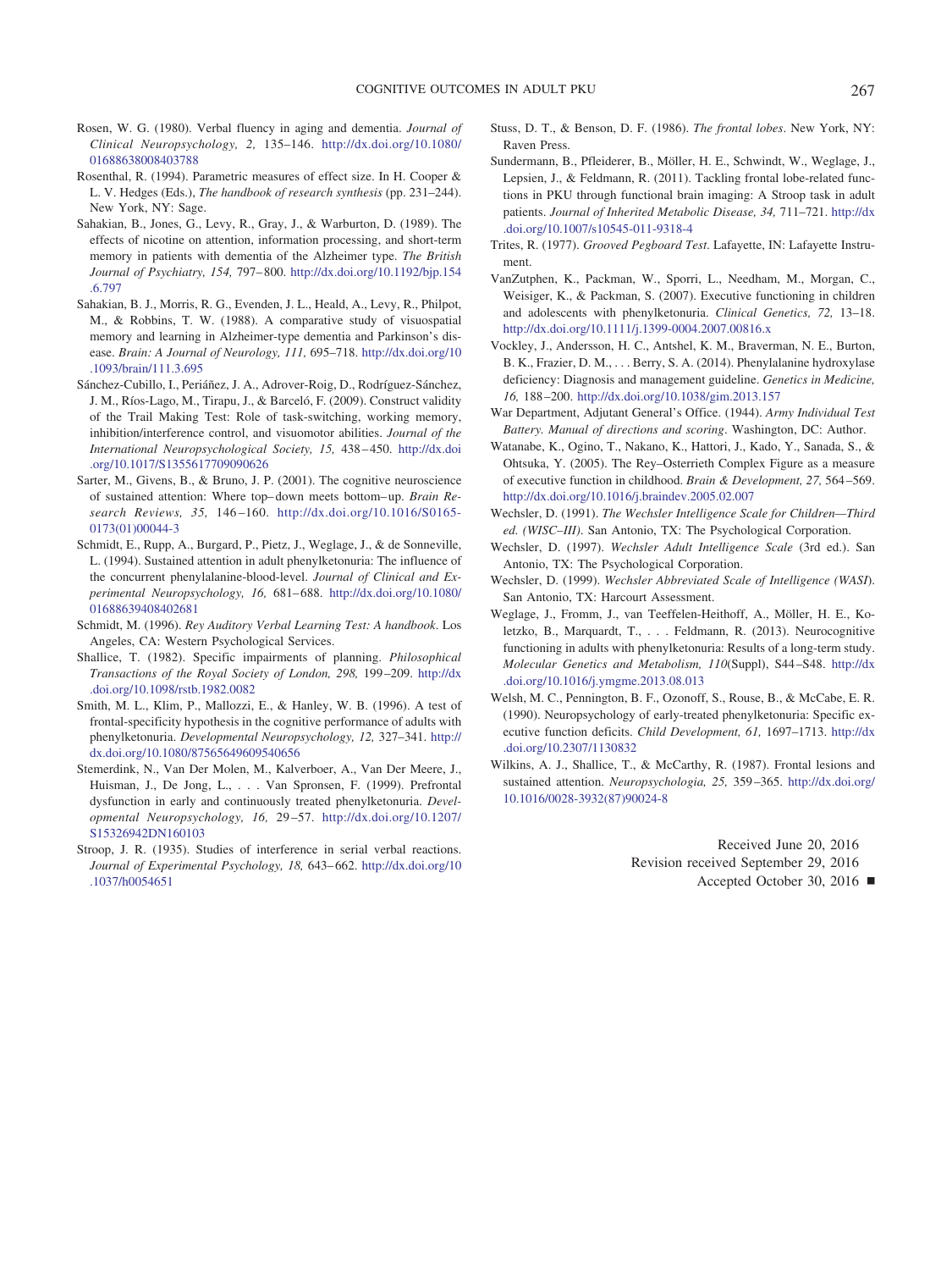Rosen, W. G. (1980). Verbal fluency in aging and dementia. *Journal of Clinical Neuropsychology, 2,* 135–146. http://dx.doi.org/10.1080/01688638008403788

Rosenthal, R. (1994). Parametric measures of effect size. In H. Cooper & L. V. Hedges (Eds.), *The handbook of research synthesis* (pp. 231–244). New York, NY: Sage.

Sahakian, B., Jones, G., Levy, R., Gray, J., & Warburton, D. (1989). The effects of nicotine on attention, information processing, and short-term memory in patients with dementia of the Alzheimer type. *The British Journal of Psychiatry, 154,* 797–800. http://dx.doi.org/10.1192/bjp.154.6.797

Sahakian, B. J., Morris, R. G., Evenden, J. L., Heald, A., Levy, R., Philpot, M., & Robbins, T. W. (1988). A comparative study of visuospatial memory and learning in Alzheimer-type dementia and Parkinson's disease. *Brain: A Journal of Neurology, 111,* 695–718. http://dx.doi.org/10.1093/brain/111.3.695

Sánchez-Cubillo, I., Periáñez, J. A., Adrover-Roig, D., Rodríguez-Sánchez, J. M., Ríos-Lago, M., Tirapu, J., & Barceló, F. (2009). Construct validity of the Trail Making Test: Role of task-switching, working memory, inhibition/interference control, and visuomotor abilities. *Journal of the International Neuropsychological Society, 15,* 438–450. http://dx.doi.org/10.1017/S1355617709090626

Sarter, M., Givens, B., & Bruno, J. P. (2001). The cognitive neuroscience of sustained attention: Where top–down meets bottom–up. *Brain Research Reviews, 35,* 146–160. http://dx.doi.org/10.1016/S0165-0173(01)00044-3

Schmidt, E., Rupp, A., Burgard, P., Pietz, J., Weglage, J., & de Sonneville, L. (1994). Sustained attention in adult phenylketonuria: The influence of the concurrent phenylalanine-blood-level. *Journal of Clinical and Experimental Neuropsychology, 16,* 681–688. http://dx.doi.org/10.1080/01688639408402681

Schmidt, M. (1996). *Rey Auditory Verbal Learning Test: A handbook*. Los Angeles, CA: Western Psychological Services.

Shallice, T. (1982). Specific impairments of planning. *Philosophical Transactions of the Royal Society of London, 298,* 199–209. http://dx.doi.org/10.1098/rstb.1982.0082

Smith, M. L., Klim, P., Mallozzi, E., & Hanley, W. B. (1996). A test of frontal-specificity hypothesis in the cognitive performance of adults with phenylketonuria. *Developmental Neuropsychology, 12,* 327–341. http://dx.doi.org/10.1080/87565649609540656

Stemerdink, N., Van Der Molen, M., Kalverboer, A., Van Der Meere, J., Huisman, J., De Jong, L., . . . Van Spronsen, F. (1999). Prefrontal dysfunction in early and continuously treated phenylketonuria. *Developmental Neuropsychology, 16,* 29–57. http://dx.doi.org/10.1207/S15326942DN160103

Stroop, J. R. (1935). Studies of interference in serial verbal reactions. *Journal of Experimental Psychology, 18,* 643–662. http://dx.doi.org/10.1037/h0054651

Stuss, D. T., & Benson, D. F. (1986). *The frontal lobes*. New York, NY: Raven Press.

Sundermann, B., Pfleiderer, B., Möller, H. E., Schwindt, W., Weglage, J., Lepsien, J., & Feldmann, R. (2011). Tackling frontal lobe-related functions in PKU through functional brain imaging: A Stroop task in adult patients. *Journal of Inherited Metabolic Disease, 34,* 711–721. http://dx.doi.org/10.1007/s10545-011-9318-4

Trites, R. (1977). *Grooved Pegboard Test*. Lafayette, IN: Lafayette Instrument.

VanZutphen, K., Packman, W., Sporri, L., Needham, M., Morgan, C., Weisiger, K., & Packman, S. (2007). Executive functioning in children and adolescents with phenylketonuria. *Clinical Genetics, 72,* 13–18. http://dx.doi.org/10.1111/j.1399-0004.2007.00816.x

Vockley, J., Andersson, H. C., Antshel, K. M., Braverman, N. E., Burton, B. K., Frazier, D. M., . . . Berry, S. A. (2014). Phenylalanine hydroxylase deficiency: Diagnosis and management guideline. *Genetics in Medicine, 16,* 188–200. http://dx.doi.org/10.1038/gim.2013.157

War Department, Adjutant General's Office. (1944). *Army Individual Test Battery. Manual of directions and scoring*. Washington, DC: Author.

Watanabe, K., Ogino, T., Nakano, K., Hattori, J., Kado, Y., Sanada, S., & Ohtsuka, Y. (2005). The Rey–Osterrieth Complex Figure as a measure of executive function in childhood. *Brain & Development, 27,* 564–569. http://dx.doi.org/10.1016/j.braindev.2005.02.007

Wechsler, D. (1991). *The Wechsler Intelligence Scale for Children—Third ed. (WISC–III)*. San Antonio, TX: The Psychological Corporation.

Wechsler, D. (1997). *Wechsler Adult Intelligence Scale* (3rd ed.). San Antonio, TX: The Psychological Corporation.

Wechsler, D. (1999). *Wechsler Abbreviated Scale of Intelligence (WASI)*. San Antonio, TX: Harcourt Assessment.

Weglage, J., Fromm, J., van Teeffelen-Heithoff, A., Möller, H. E., Koletzko, B., Marquardt, T., . . . Feldmann, R. (2013). Neurocognitive functioning in adults with phenylketonuria: Results of a long-term study. *Molecular Genetics and Metabolism, 110*(Suppl), S44–S48. http://dx.doi.org/10.1016/j.ymgme.2013.08.013

Welsh, M. C., Pennington, B. F., Ozonoff, S., Rouse, B., & McCabe, E. R. (1990). Neuropsychology of early-treated phenylketonuria: Specific executive function deficits. *Child Development, 61,* 1697–1713. http://dx.doi.org/10.2307/1130832

Wilkins, A. J., Shallice, T., & McCarthy, R. (1987). Frontal lesions and sustained attention. *Neuropsychologia, 25,* 359–365. http://dx.doi.org/10.1016/0028-3932(87)90024-8

Received June 20, 2016
Revision received September 29, 2016
Accepted October 30, 2016 ■